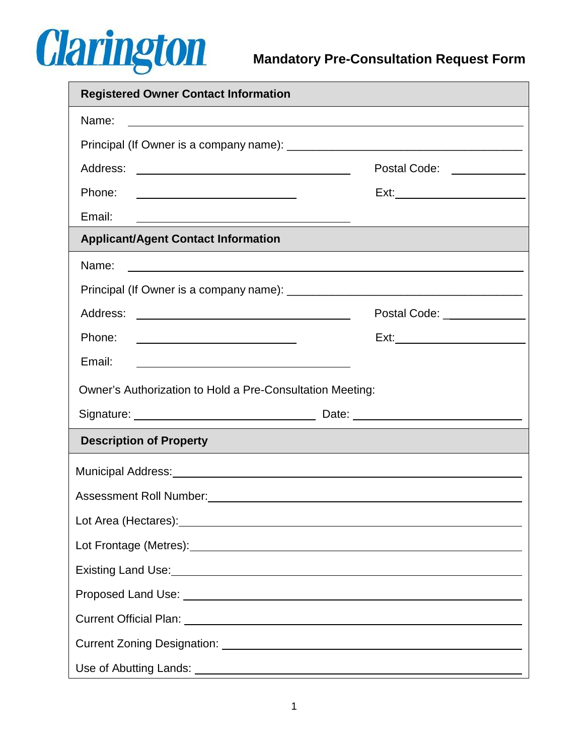Clarington

# Mandatory Pre-Consultation Request Form

## Registered Owner Contact Information

Name: ______________________________

Principal (If Owner is a company name): ______________________________

Address: ______________________________ Postal Code: __________

Phone: ____________________ Ext: __________

Email: ______________________________

## Applicant/Agent Contact Information

Name: ______________________________

Principal (If Owner is a company name): ______________________________

Address: ______________________________ Postal Code: __________

Phone: ____________________ Ext: __________

Email: ______________________________

Owner's Authorization to Hold a Pre-Consultation Meeting:

Signature: ____________________ Date: ____________________

## Description of Property

Municipal Address: ______________________________

Assessment Roll Number: ______________________________

Lot Area (Hectares): ______________________________

Lot Frontage (Metres): ______________________________

Existing Land Use: ______________________________

Proposed Land Use: ______________________________

Current Official Plan: ______________________________

Current Zoning Designation: ______________________________

Use of Abutting Lands: ______________________________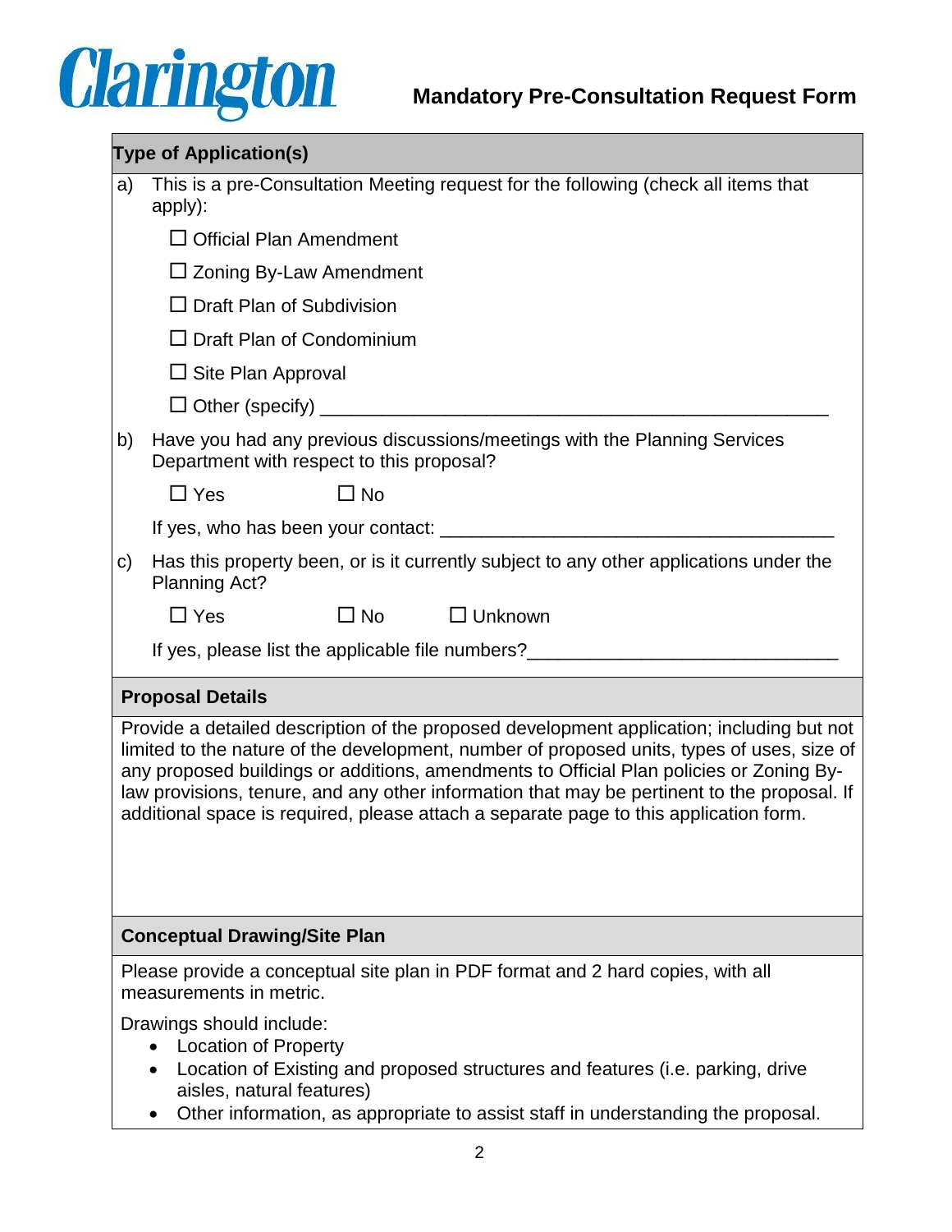**Clarington**

# Mandatory Pre-Consultation Request Form

## Type of Application(s)

a) This is a pre-Consultation Meeting request for the following (check all items that apply):

☐ Official Plan Amendment

☐ Zoning By-Law Amendment

☐ Draft Plan of Subdivision

☐ Draft Plan of Condominium

☐ Site Plan Approval

☐ Other (specify) ___________________________________________________

b) Have you had any previous discussions/meetings with the Planning Services Department with respect to this proposal?

☐ Yes ☐ No

If yes, who has been your contact: _______________________________________

c) Has this property been, or is it currently subject to any other applications under the Planning Act?

☐ Yes ☐ No ☐ Unknown

If yes, please list the applicable file numbers?_____________________________

## Proposal Details

Provide a detailed description of the proposed development application; including but not limited to the nature of the development, number of proposed units, types of uses, size of any proposed buildings or additions, amendments to Official Plan policies or Zoning By-law provisions, tenure, and any other information that may be pertinent to the proposal. If additional space is required, please attach a separate page to this application form.

## Conceptual Drawing/Site Plan

Please provide a conceptual site plan in PDF format and 2 hard copies, with all measurements in metric.

Drawings should include:

- Location of Property
- Location of Existing and proposed structures and features (i.e. parking, drive aisles, natural features)
- Other information, as appropriate to assist staff in understanding the proposal.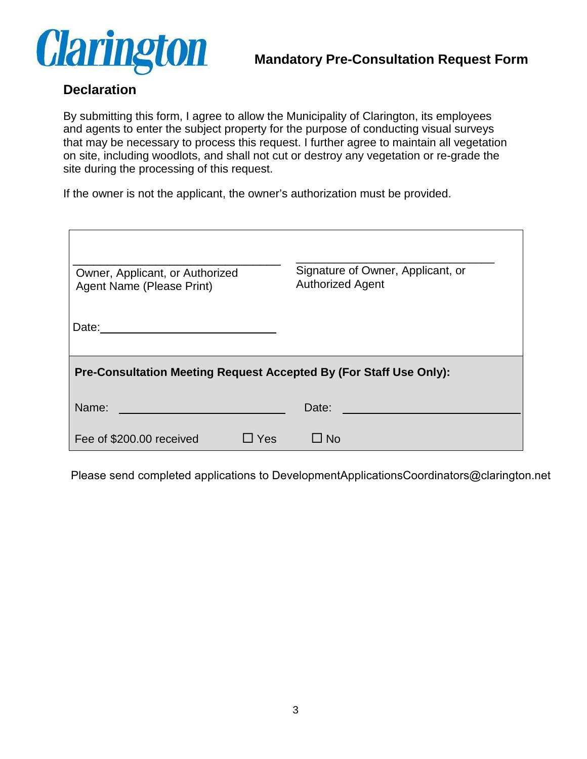Clarington

# Mandatory Pre-Consultation Request Form

## Declaration

By submitting this form, I agree to allow the Municipality of Clarington, its employees and agents to enter the subject property for the purpose of conducting visual surveys that may be necessary to process this request. I further agree to maintain all vegetation on site, including woodlots, and shall not cut or destroy any vegetation or re-grade the site during the processing of this request.

If the owner is not the applicant, the owner's authorization must be provided.

| | |
|---|---|
| ______________________________ Owner, Applicant, or Authorized Agent Name (Please Print) | ______________________________ Signature of Owner, Applicant, or Authorized Agent |
| Date: ______________________ | |

**Pre-Consultation Meeting Request Accepted By (For Staff Use Only):**

| | |
|---|---|
| Name: ______________________ | Date: ______________________ |
| Fee of $200.00 received ☐ Yes | ☐ No |

Please send completed applications to DevelopmentApplicationsCoordinators@clarington.net